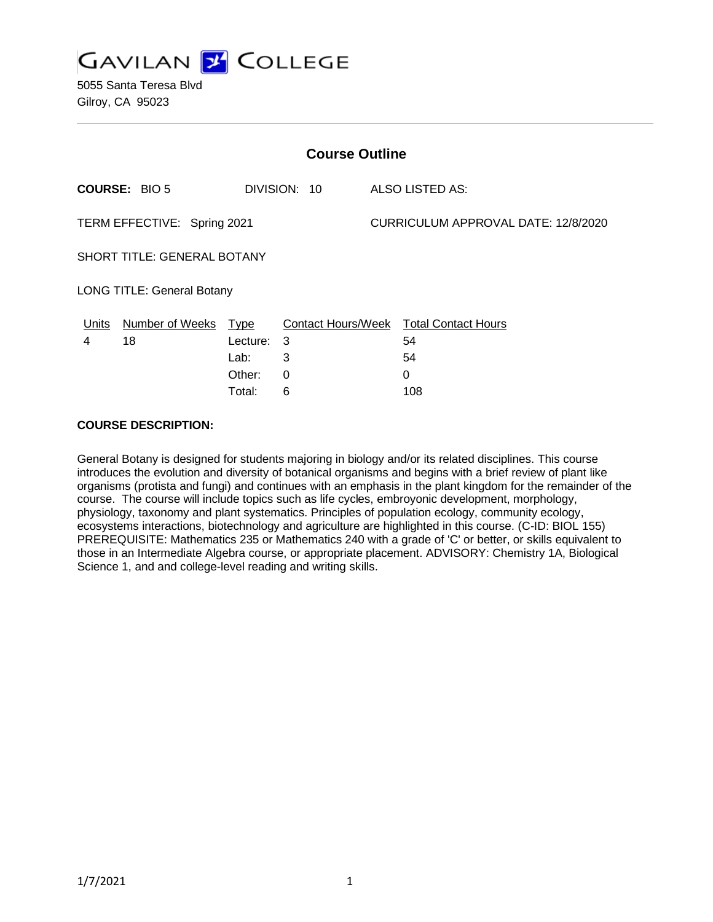# GAVILAN COLLEGE

5055 Santa Teresa Blvd
Gilroy, CA 95023

## Course Outline

**COURSE:** BIO 5 DIVISION: 10 ALSO LISTED AS:

TERM EFFECTIVE: Spring 2021 CURRICULUM APPROVAL DATE: 12/8/2020

SHORT TITLE: GENERAL BOTANY

LONG TITLE: General Botany

| Units | Number of Weeks | Type | Contact Hours/Week | Total Contact Hours |
|---|---|---|---|---|
| 4 | 18 | Lecture: | 3 | 54 |
| | | Lab: | 3 | 54 |
| | | Other: | 0 | 0 |
| | | Total: | 6 | 108 |

**COURSE DESCRIPTION:**

General Botany is designed for students majoring in biology and/or its related disciplines. This course introduces the evolution and diversity of botanical organisms and begins with a brief review of plant like organisms (protista and fungi) and continues with an emphasis in the plant kingdom for the remainder of the course. The course will include topics such as life cycles, embroyonic development, morphology, physiology, taxonomy and plant systematics. Principles of population ecology, community ecology, ecosystems interactions, biotechnology and agriculture are highlighted in this course. (C-ID: BIOL 155) PREREQUISITE: Mathematics 235 or Mathematics 240 with a grade of 'C' or better, or skills equivalent to those in an Intermediate Algebra course, or appropriate placement. ADVISORY: Chemistry 1A, Biological Science 1, and and college-level reading and writing skills.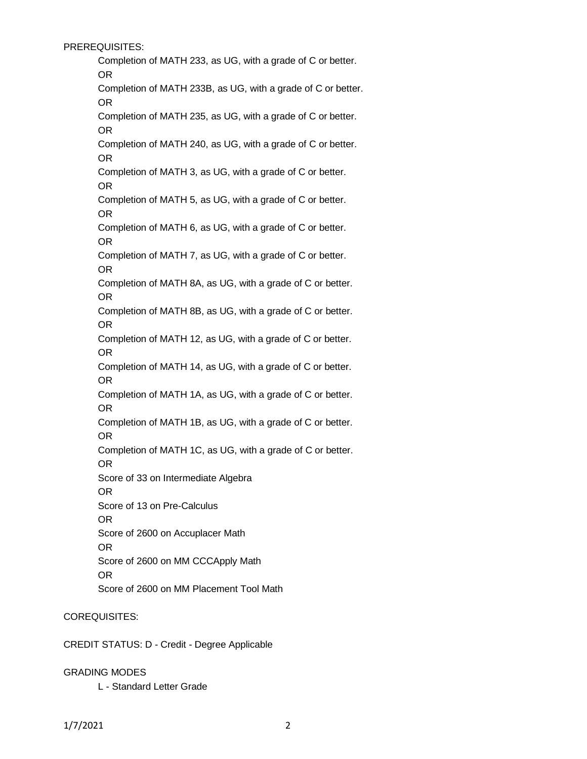PREREQUISITES:

Completion of MATH 233, as UG, with a grade of C or better.
OR
Completion of MATH 233B, as UG, with a grade of C or better.
OR
Completion of MATH 235, as UG, with a grade of C or better.
OR
Completion of MATH 240, as UG, with a grade of C or better.
OR
Completion of MATH 3, as UG, with a grade of C or better.
OR
Completion of MATH 5, as UG, with a grade of C or better.
OR
Completion of MATH 6, as UG, with a grade of C or better.
OR
Completion of MATH 7, as UG, with a grade of C or better.
OR
Completion of MATH 8A, as UG, with a grade of C or better.
OR
Completion of MATH 8B, as UG, with a grade of C or better.
OR
Completion of MATH 12, as UG, with a grade of C or better.
OR
Completion of MATH 14, as UG, with a grade of C or better.
OR
Completion of MATH 1A, as UG, with a grade of C or better.
OR
Completion of MATH 1B, as UG, with a grade of C or better.
OR
Completion of MATH 1C, as UG, with a grade of C or better.
OR
Score of 33 on Intermediate Algebra
OR
Score of 13 on Pre-Calculus
OR
Score of 2600 on Accuplacer Math
OR
Score of 2600 on MM CCCApply Math
OR
Score of 2600 on MM Placement Tool Math

COREQUISITES:

CREDIT STATUS: D - Credit - Degree Applicable

GRADING MODES

L - Standard Letter Grade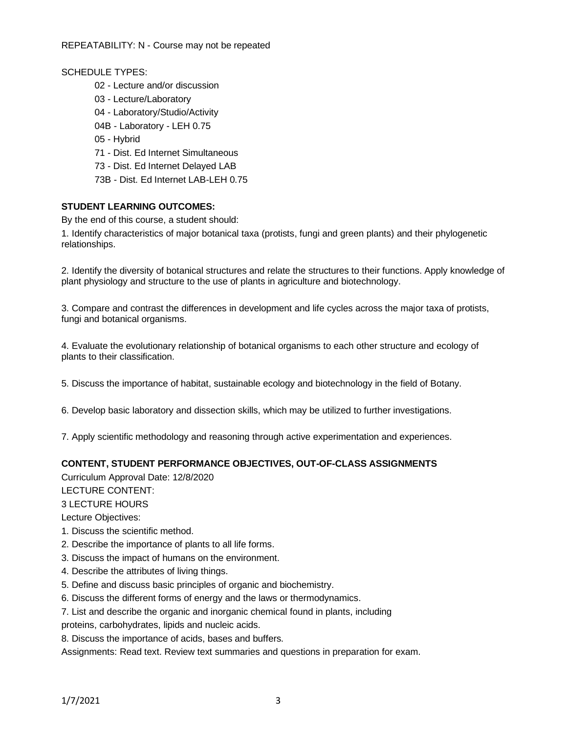REPEATABILITY: N - Course may not be repeated

SCHEDULE TYPES:

- 02 - Lecture and/or discussion
- 03 - Lecture/Laboratory
- 04 - Laboratory/Studio/Activity
- 04B - Laboratory - LEH 0.75
- 05 - Hybrid
- 71 - Dist. Ed Internet Simultaneous
- 73 - Dist. Ed Internet Delayed LAB
- 73B - Dist. Ed Internet LAB-LEH 0.75

**STUDENT LEARNING OUTCOMES:**

By the end of this course, a student should:

1. Identify characteristics of major botanical taxa (protists, fungi and green plants) and their phylogenetic relationships.

2. Identify the diversity of botanical structures and relate the structures to their functions. Apply knowledge of plant physiology and structure to the use of plants in agriculture and biotechnology.

3. Compare and contrast the differences in development and life cycles across the major taxa of protists, fungi and botanical organisms.

4. Evaluate the evolutionary relationship of botanical organisms to each other structure and ecology of plants to their classification.

5. Discuss the importance of habitat, sustainable ecology and biotechnology in the field of Botany.

6. Develop basic laboratory and dissection skills, which may be utilized to further investigations.

7. Apply scientific methodology and reasoning through active experimentation and experiences.

**CONTENT, STUDENT PERFORMANCE OBJECTIVES, OUT-OF-CLASS ASSIGNMENTS**

Curriculum Approval Date: 12/8/2020

LECTURE CONTENT:

3 LECTURE HOURS

Lecture Objectives:

1. Discuss the scientific method.
2. Describe the importance of plants to all life forms.
3. Discuss the impact of humans on the environment.
4. Describe the attributes of living things.
5. Define and discuss basic principles of organic and biochemistry.
6. Discuss the different forms of energy and the laws or thermodynamics.
7. List and describe the organic and inorganic chemical found in plants, including proteins, carbohydrates, lipids and nucleic acids.
8. Discuss the importance of acids, bases and buffers.

Assignments: Read text. Review text summaries and questions in preparation for exam.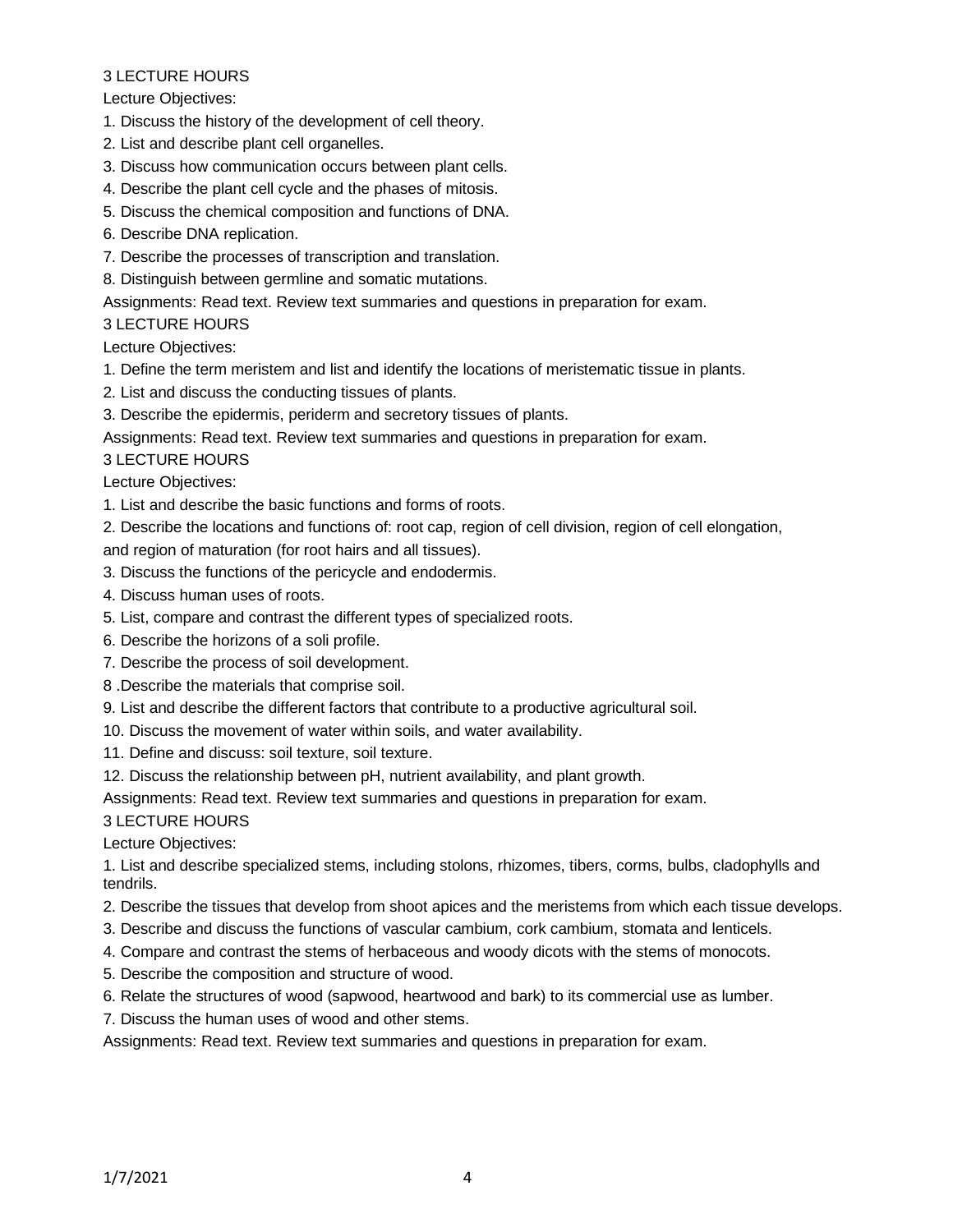3 LECTURE HOURS

Lecture Objectives:

1. Discuss the history of the development of cell theory.
2. List and describe plant cell organelles.
3. Discuss how communication occurs between plant cells.
4. Describe the plant cell cycle and the phases of mitosis.
5. Discuss the chemical composition and functions of DNA.
6. Describe DNA replication.
7. Describe the processes of transcription and translation.
8. Distinguish between germline and somatic mutations.

Assignments: Read text. Review text summaries and questions in preparation for exam.

3 LECTURE HOURS

Lecture Objectives:

1. Define the term meristem and list and identify the locations of meristematic tissue in plants.
2. List and discuss the conducting tissues of plants.
3. Describe the epidermis, periderm and secretory tissues of plants.

Assignments: Read text. Review text summaries and questions in preparation for exam.

3 LECTURE HOURS

Lecture Objectives:

1. List and describe the basic functions and forms of roots.
2. Describe the locations and functions of: root cap, region of cell division, region of cell elongation, and region of maturation (for root hairs and all tissues).
3. Discuss the functions of the pericycle and endodermis.
4. Discuss human uses of roots.
5. List, compare and contrast the different types of specialized roots.
6. Describe the horizons of a soli profile.
7. Describe the process of soil development.
8. Describe the materials that comprise soil.
9. List and describe the different factors that contribute to a productive agricultural soil.
10. Discuss the movement of water within soils, and water availability.
11. Define and discuss: soil texture, soil texture.
12. Discuss the relationship between pH, nutrient availability, and plant growth.

Assignments: Read text. Review text summaries and questions in preparation for exam.

3 LECTURE HOURS

Lecture Objectives:

1. List and describe specialized stems, including stolons, rhizomes, tibers, corms, bulbs, cladophylls and tendrils.
2. Describe the tissues that develop from shoot apices and the meristems from which each tissue develops.
3. Describe and discuss the functions of vascular cambium, cork cambium, stomata and lenticels.
4. Compare and contrast the stems of herbaceous and woody dicots with the stems of monocots.
5. Describe the composition and structure of wood.
6. Relate the structures of wood (sapwood, heartwood and bark) to its commercial use as lumber.
7. Discuss the human uses of wood and other stems.

Assignments: Read text. Review text summaries and questions in preparation for exam.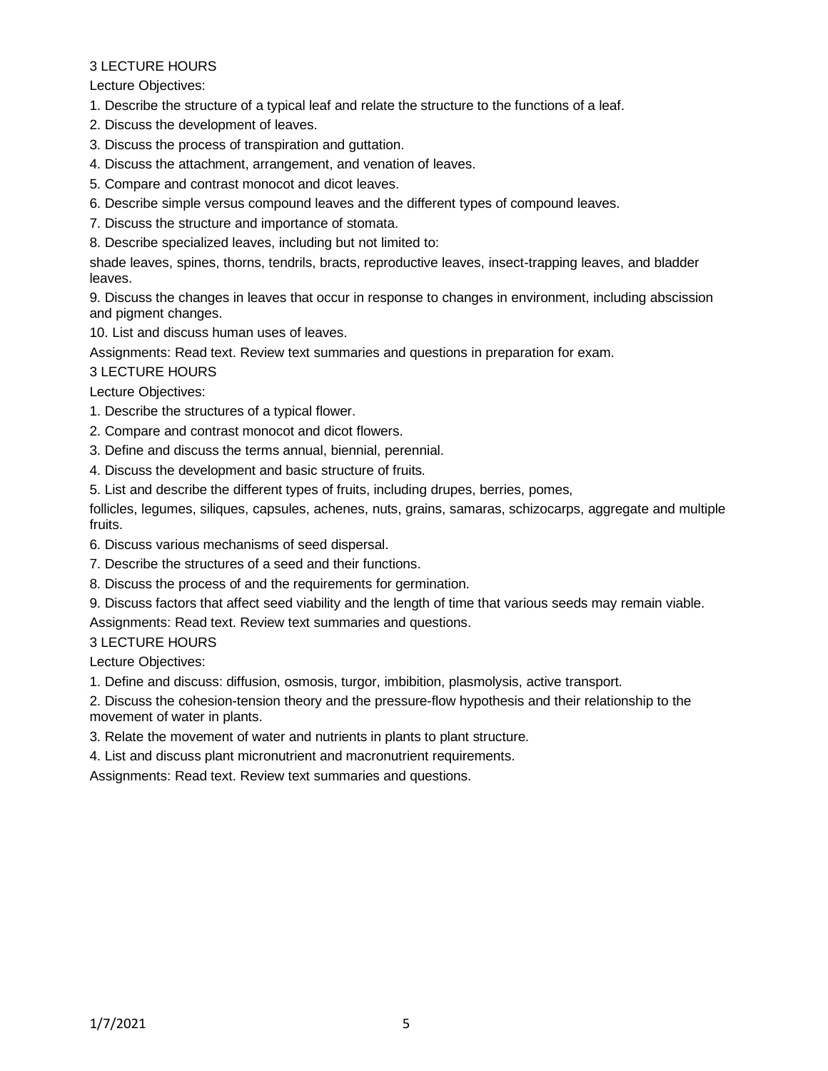3 LECTURE HOURS

Lecture Objectives:

1. Describe the structure of a typical leaf and relate the structure to the functions of a leaf.
2. Discuss the development of leaves.
3. Discuss the process of transpiration and guttation.
4. Discuss the attachment, arrangement, and venation of leaves.
5. Compare and contrast monocot and dicot leaves.
6. Describe simple versus compound leaves and the different types of compound leaves.
7. Discuss the structure and importance of stomata.
8. Describe specialized leaves, including but not limited to:

shade leaves, spines, thorns, tendrils, bracts, reproductive leaves, insect-trapping leaves, and bladder leaves.

9. Discuss the changes in leaves that occur in response to changes in environment, including abscission and pigment changes.
10. List and discuss human uses of leaves.

Assignments: Read text. Review text summaries and questions in preparation for exam.

3 LECTURE HOURS

Lecture Objectives:

1. Describe the structures of a typical flower.
2. Compare and contrast monocot and dicot flowers.
3. Define and discuss the terms annual, biennial, perennial.
4. Discuss the development and basic structure of fruits.
5. List and describe the different types of fruits, including drupes, berries, pomes,

follicles, legumes, siliques, capsules, achenes, nuts, grains, samaras, schizocarps, aggregate and multiple fruits.

6. Discuss various mechanisms of seed dispersal.
7. Describe the structures of a seed and their functions.
8. Discuss the process of and the requirements for germination.
9. Discuss factors that affect seed viability and the length of time that various seeds may remain viable.

Assignments: Read text. Review text summaries and questions.

3 LECTURE HOURS

Lecture Objectives:

1. Define and discuss: diffusion, osmosis, turgor, imbibition, plasmolysis, active transport.
2. Discuss the cohesion-tension theory and the pressure-flow hypothesis and their relationship to the movement of water in plants.
3. Relate the movement of water and nutrients in plants to plant structure.
4. List and discuss plant micronutrient and macronutrient requirements.

Assignments: Read text. Review text summaries and questions.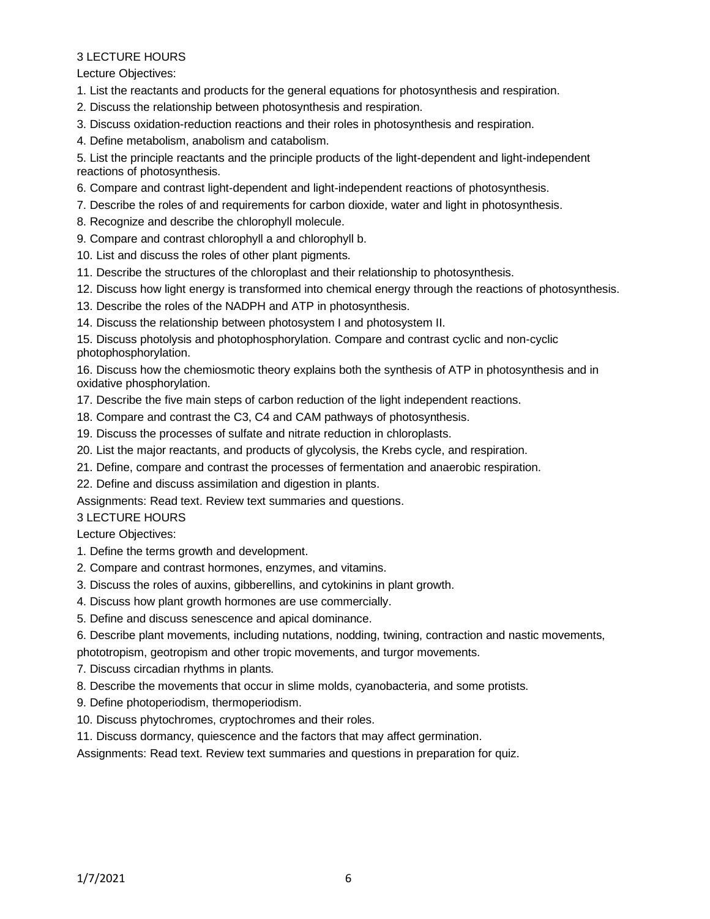3 LECTURE HOURS

Lecture Objectives:

1. List the reactants and products for the general equations for photosynthesis and respiration.
2. Discuss the relationship between photosynthesis and respiration.
3. Discuss oxidation-reduction reactions and their roles in photosynthesis and respiration.
4. Define metabolism, anabolism and catabolism.
5. List the principle reactants and the principle products of the light-dependent and light-independent reactions of photosynthesis.
6. Compare and contrast light-dependent and light-independent reactions of photosynthesis.
7. Describe the roles of and requirements for carbon dioxide, water and light in photosynthesis.
8. Recognize and describe the chlorophyll molecule.
9. Compare and contrast chlorophyll a and chlorophyll b.
10. List and discuss the roles of other plant pigments.
11. Describe the structures of the chloroplast and their relationship to photosynthesis.
12. Discuss how light energy is transformed into chemical energy through the reactions of photosynthesis.
13. Describe the roles of the NADPH and ATP in photosynthesis.
14. Discuss the relationship between photosystem I and photosystem II.
15. Discuss photolysis and photophosphorylation. Compare and contrast cyclic and non-cyclic photophosphorylation.
16. Discuss how the chemiosmotic theory explains both the synthesis of ATP in photosynthesis and in oxidative phosphorylation.
17. Describe the five main steps of carbon reduction of the light independent reactions.
18. Compare and contrast the C3, C4 and CAM pathways of photosynthesis.
19. Discuss the processes of sulfate and nitrate reduction in chloroplasts.
20. List the major reactants, and products of glycolysis, the Krebs cycle, and respiration.
21. Define, compare and contrast the processes of fermentation and anaerobic respiration.
22. Define and discuss assimilation and digestion in plants.

Assignments: Read text. Review text summaries and questions.

3 LECTURE HOURS

Lecture Objectives:

1. Define the terms growth and development.
2. Compare and contrast hormones, enzymes, and vitamins.
3. Discuss the roles of auxins, gibberellins, and cytokinins in plant growth.
4. Discuss how plant growth hormones are use commercially.
5. Define and discuss senescence and apical dominance.
6. Describe plant movements, including nutations, nodding, twining, contraction and nastic movements, phototropism, geotropism and other tropic movements, and turgor movements.
7. Discuss circadian rhythms in plants.
8. Describe the movements that occur in slime molds, cyanobacteria, and some protists.
9. Define photoperiodism, thermoperiodism.
10. Discuss phytochromes, cryptochromes and their roles.
11. Discuss dormancy, quiescence and the factors that may affect germination.

Assignments: Read text. Review text summaries and questions in preparation for quiz.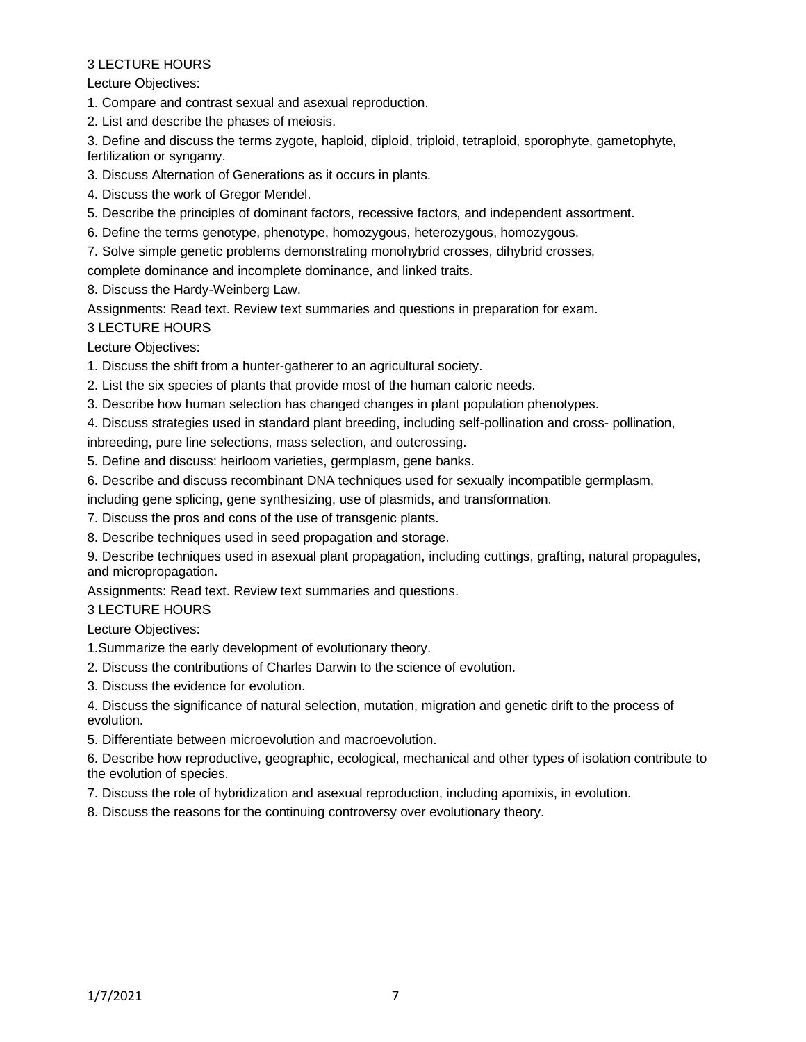3 LECTURE HOURS

Lecture Objectives:

1. Compare and contrast sexual and asexual reproduction.
2. List and describe the phases of meiosis.
3. Define and discuss the terms zygote, haploid, diploid, triploid, tetraploid, sporophyte, gametophyte, fertilization or syngamy.
3. Discuss Alternation of Generations as it occurs in plants.
4. Discuss the work of Gregor Mendel.
5. Describe the principles of dominant factors, recessive factors, and independent assortment.
6. Define the terms genotype, phenotype, homozygous, heterozygous, homozygous.
7. Solve simple genetic problems demonstrating monohybrid crosses, dihybrid crosses, complete dominance and incomplete dominance, and linked traits.
8. Discuss the Hardy-Weinberg Law.

Assignments: Read text. Review text summaries and questions in preparation for exam.

3 LECTURE HOURS

Lecture Objectives:

1. Discuss the shift from a hunter-gatherer to an agricultural society.
2. List the six species of plants that provide most of the human caloric needs.
3. Describe how human selection has changed changes in plant population phenotypes.
4. Discuss strategies used in standard plant breeding, including self-pollination and cross- pollination, inbreeding, pure line selections, mass selection, and outcrossing.
5. Define and discuss: heirloom varieties, germplasm, gene banks.
6. Describe and discuss recombinant DNA techniques used for sexually incompatible germplasm, including gene splicing, gene synthesizing, use of plasmids, and transformation.
7. Discuss the pros and cons of the use of transgenic plants.
8. Describe techniques used in seed propagation and storage.
9. Describe techniques used in asexual plant propagation, including cuttings, grafting, natural propagules, and micropropagation.

Assignments: Read text. Review text summaries and questions.

3 LECTURE HOURS

Lecture Objectives:

1. Summarize the early development of evolutionary theory.
2. Discuss the contributions of Charles Darwin to the science of evolution.
3. Discuss the evidence for evolution.
4. Discuss the significance of natural selection, mutation, migration and genetic drift to the process of evolution.
5. Differentiate between microevolution and macroevolution.
6. Describe how reproductive, geographic, ecological, mechanical and other types of isolation contribute to the evolution of species.
7. Discuss the role of hybridization and asexual reproduction, including apomixis, in evolution.
8. Discuss the reasons for the continuing controversy over evolutionary theory.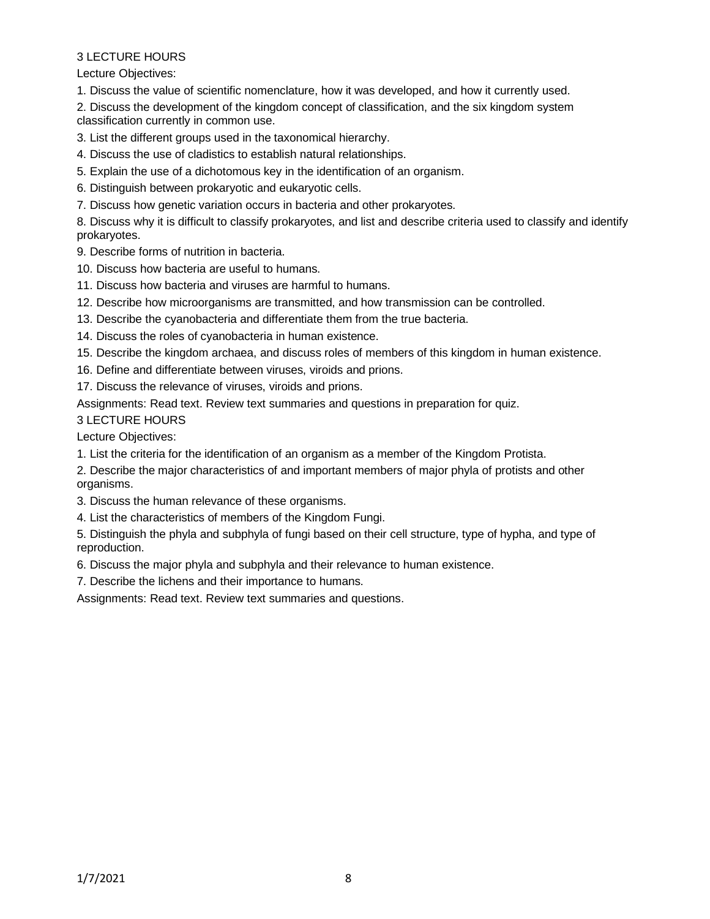3 LECTURE HOURS

Lecture Objectives:

1. Discuss the value of scientific nomenclature, how it was developed, and how it currently used.
2. Discuss the development of the kingdom concept of classification, and the six kingdom system classification currently in common use.
3. List the different groups used in the taxonomical hierarchy.
4. Discuss the use of cladistics to establish natural relationships.
5. Explain the use of a dichotomous key in the identification of an organism.
6. Distinguish between prokaryotic and eukaryotic cells.
7. Discuss how genetic variation occurs in bacteria and other prokaryotes.
8. Discuss why it is difficult to classify prokaryotes, and list and describe criteria used to classify and identify prokaryotes.
9. Describe forms of nutrition in bacteria.
10. Discuss how bacteria are useful to humans.
11. Discuss how bacteria and viruses are harmful to humans.
12. Describe how microorganisms are transmitted, and how transmission can be controlled.
13. Describe the cyanobacteria and differentiate them from the true bacteria.
14. Discuss the roles of cyanobacteria in human existence.
15. Describe the kingdom archaea, and discuss roles of members of this kingdom in human existence.
16. Define and differentiate between viruses, viroids and prions.
17. Discuss the relevance of viruses, viroids and prions.

Assignments: Read text. Review text summaries and questions in preparation for quiz.

3 LECTURE HOURS

Lecture Objectives:

1. List the criteria for the identification of an organism as a member of the Kingdom Protista.
2. Describe the major characteristics of and important members of major phyla of protists and other organisms.
3. Discuss the human relevance of these organisms.
4. List the characteristics of members of the Kingdom Fungi.
5. Distinguish the phyla and subphyla of fungi based on their cell structure, type of hypha, and type of reproduction.
6. Discuss the major phyla and subphyla and their relevance to human existence.
7. Describe the lichens and their importance to humans.

Assignments: Read text. Review text summaries and questions.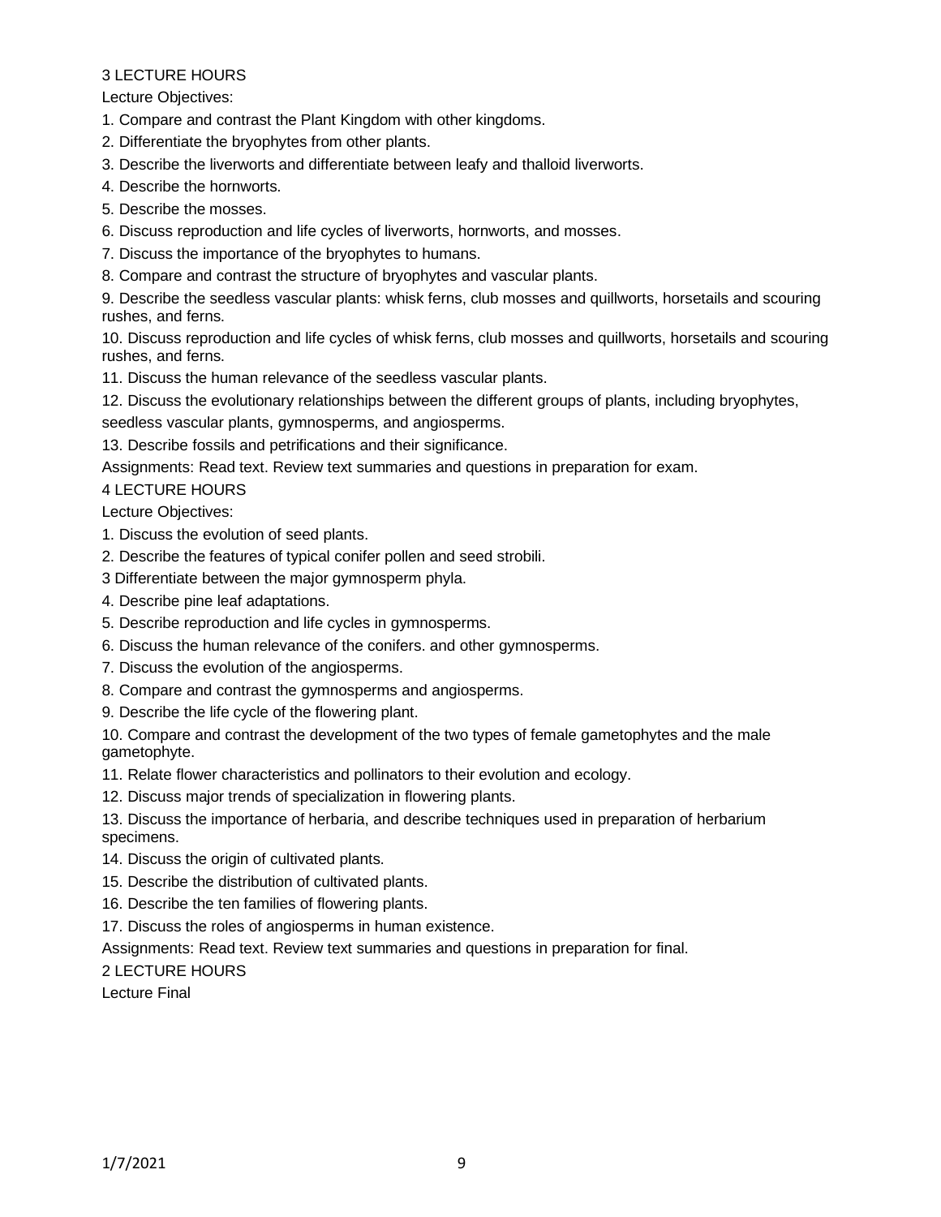3 LECTURE HOURS

Lecture Objectives:

1. Compare and contrast the Plant Kingdom with other kingdoms.
2. Differentiate the bryophytes from other plants.
3. Describe the liverworts and differentiate between leafy and thalloid liverworts.
4. Describe the hornworts.
5. Describe the mosses.
6. Discuss reproduction and life cycles of liverworts, hornworts, and mosses.
7. Discuss the importance of the bryophytes to humans.
8. Compare and contrast the structure of bryophytes and vascular plants.
9. Describe the seedless vascular plants: whisk ferns, club mosses and quillworts, horsetails and scouring rushes, and ferns.
10. Discuss reproduction and life cycles of whisk ferns, club mosses and quillworts, horsetails and scouring rushes, and ferns.
11. Discuss the human relevance of the seedless vascular plants.
12. Discuss the evolutionary relationships between the different groups of plants, including bryophytes, seedless vascular plants, gymnosperms, and angiosperms.
13. Describe fossils and petrifications and their significance.

Assignments: Read text. Review text summaries and questions in preparation for exam.

4 LECTURE HOURS

Lecture Objectives:

1. Discuss the evolution of seed plants.
2. Describe the features of typical conifer pollen and seed strobili.

3 Differentiate between the major gymnosperm phyla.

4. Describe pine leaf adaptations.
5. Describe reproduction and life cycles in gymnosperms.
6. Discuss the human relevance of the conifers. and other gymnosperms.
7. Discuss the evolution of the angiosperms.
8. Compare and contrast the gymnosperms and angiosperms.
9. Describe the life cycle of the flowering plant.
10. Compare and contrast the development of the two types of female gametophytes and the male gametophyte.
11. Relate flower characteristics and pollinators to their evolution and ecology.
12. Discuss major trends of specialization in flowering plants.
13. Discuss the importance of herbaria, and describe techniques used in preparation of herbarium specimens.
14. Discuss the origin of cultivated plants.
15. Describe the distribution of cultivated plants.
16. Describe the ten families of flowering plants.
17. Discuss the roles of angiosperms in human existence.

Assignments: Read text. Review text summaries and questions in preparation for final.

2 LECTURE HOURS

Lecture Final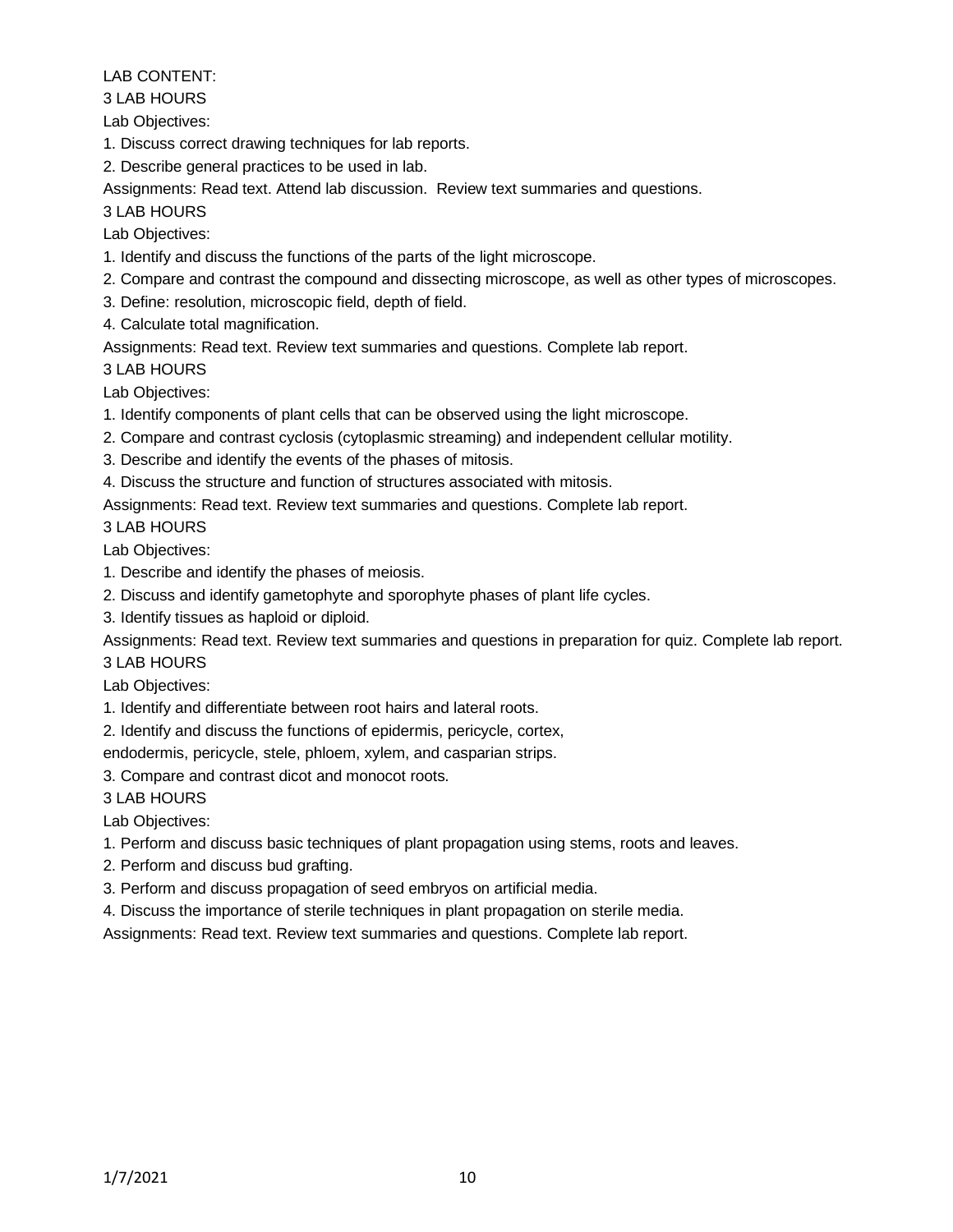LAB CONTENT:

3 LAB HOURS

Lab Objectives:

1. Discuss correct drawing techniques for lab reports.
2. Describe general practices to be used in lab.

Assignments: Read text. Attend lab discussion. Review text summaries and questions.

3 LAB HOURS

Lab Objectives:

1. Identify and discuss the functions of the parts of the light microscope.
2. Compare and contrast the compound and dissecting microscope, as well as other types of microscopes.
3. Define: resolution, microscopic field, depth of field.
4. Calculate total magnification.

Assignments: Read text. Review text summaries and questions. Complete lab report.

3 LAB HOURS

Lab Objectives:

1. Identify components of plant cells that can be observed using the light microscope.
2. Compare and contrast cyclosis (cytoplasmic streaming) and independent cellular motility.
3. Describe and identify the events of the phases of mitosis.
4. Discuss the structure and function of structures associated with mitosis.

Assignments: Read text. Review text summaries and questions. Complete lab report.

3 LAB HOURS

Lab Objectives:

1. Describe and identify the phases of meiosis.
2. Discuss and identify gametophyte and sporophyte phases of plant life cycles.
3. Identify tissues as haploid or diploid.

Assignments: Read text. Review text summaries and questions in preparation for quiz. Complete lab report.

3 LAB HOURS

Lab Objectives:

1. Identify and differentiate between root hairs and lateral roots.
2. Identify and discuss the functions of epidermis, pericycle, cortex, endodermis, pericycle, stele, phloem, xylem, and casparian strips.
3. Compare and contrast dicot and monocot roots.

3 LAB HOURS

Lab Objectives:

1. Perform and discuss basic techniques of plant propagation using stems, roots and leaves.
2. Perform and discuss bud grafting.
3. Perform and discuss propagation of seed embryos on artificial media.
4. Discuss the importance of sterile techniques in plant propagation on sterile media.

Assignments: Read text. Review text summaries and questions. Complete lab report.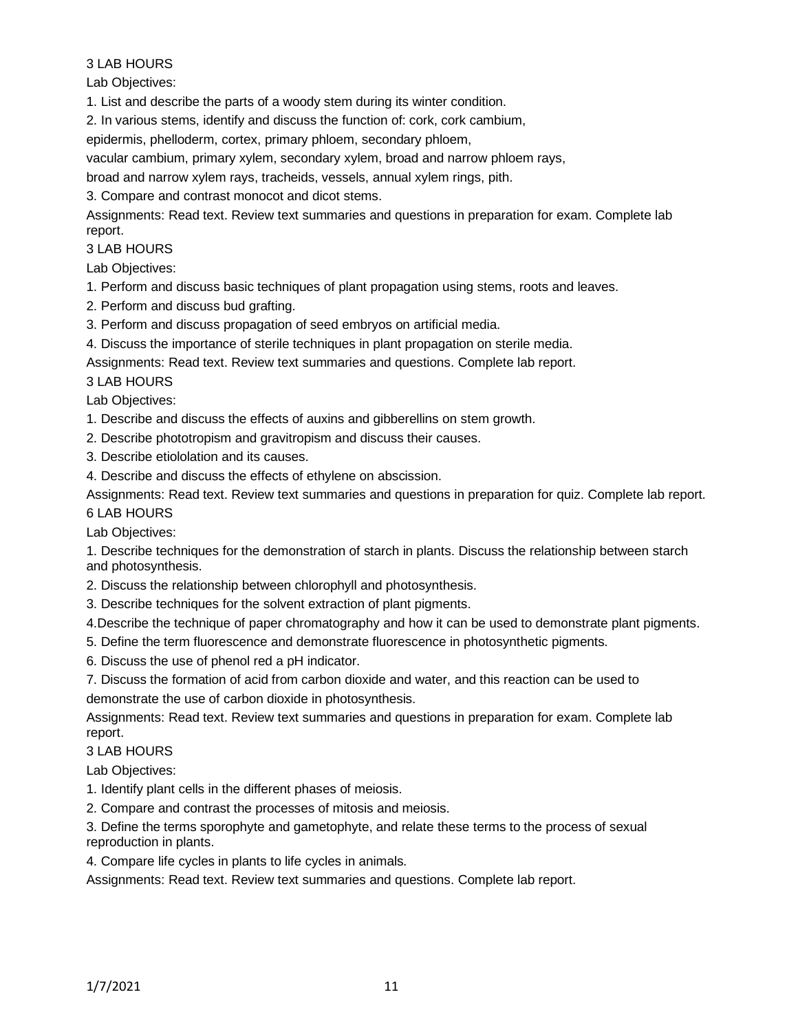3 LAB HOURS

Lab Objectives:

1. List and describe the parts of a woody stem during its winter condition.
2. In various stems, identify and discuss the function of: cork, cork cambium, epidermis, phelloderm, cortex, primary phloem, secondary phloem, vacular cambium, primary xylem, secondary xylem, broad and narrow phloem rays, broad and narrow xylem rays, tracheids, vessels, annual xylem rings, pith.
3. Compare and contrast monocot and dicot stems.

Assignments: Read text. Review text summaries and questions in preparation for exam. Complete lab report.

3 LAB HOURS

Lab Objectives:

1. Perform and discuss basic techniques of plant propagation using stems, roots and leaves.
2. Perform and discuss bud grafting.
3. Perform and discuss propagation of seed embryos on artificial media.
4. Discuss the importance of sterile techniques in plant propagation on sterile media.

Assignments: Read text. Review text summaries and questions. Complete lab report.

3 LAB HOURS

Lab Objectives:

1. Describe and discuss the effects of auxins and gibberellins on stem growth.
2. Describe phototropism and gravitropism and discuss their causes.
3. Describe etiololation and its causes.
4. Describe and discuss the effects of ethylene on abscission.

Assignments: Read text. Review text summaries and questions in preparation for quiz. Complete lab report.

6 LAB HOURS

Lab Objectives:

1. Describe techniques for the demonstration of starch in plants. Discuss the relationship between starch and photosynthesis.
2. Discuss the relationship between chlorophyll and photosynthesis.
3. Describe techniques for the solvent extraction of plant pigments.
4. Describe the technique of paper chromatography and how it can be used to demonstrate plant pigments.
5. Define the term fluorescence and demonstrate fluorescence in photosynthetic pigments.
6. Discuss the use of phenol red a pH indicator.
7. Discuss the formation of acid from carbon dioxide and water, and this reaction can be used to demonstrate the use of carbon dioxide in photosynthesis.

Assignments: Read text. Review text summaries and questions in preparation for exam. Complete lab report.

3 LAB HOURS

Lab Objectives:

1. Identify plant cells in the different phases of meiosis.
2. Compare and contrast the processes of mitosis and meiosis.
3. Define the terms sporophyte and gametophyte, and relate these terms to the process of sexual reproduction in plants.
4. Compare life cycles in plants to life cycles in animals.

Assignments: Read text. Review text summaries and questions. Complete lab report.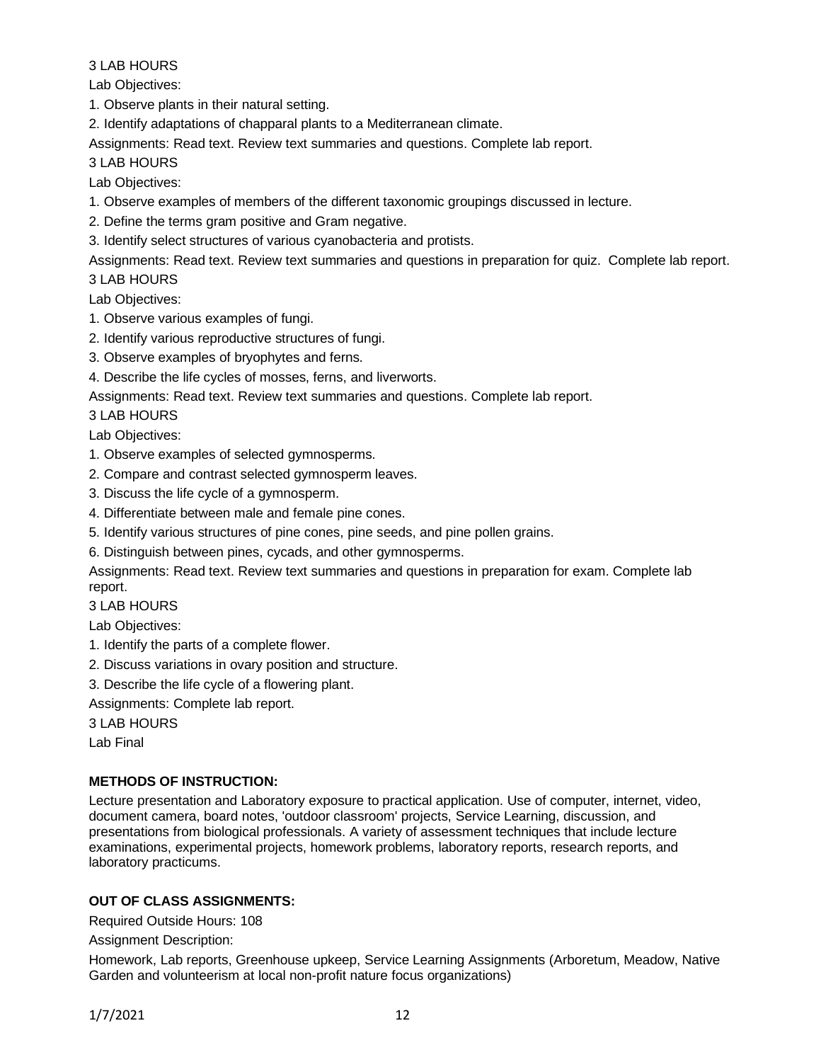3 LAB HOURS

Lab Objectives:

1. Observe plants in their natural setting.
2. Identify adaptations of chapparal plants to a Mediterranean climate.

Assignments: Read text. Review text summaries and questions. Complete lab report.

3 LAB HOURS

Lab Objectives:

1. Observe examples of members of the different taxonomic groupings discussed in lecture.
2. Define the terms gram positive and Gram negative.
3. Identify select structures of various cyanobacteria and protists.

Assignments: Read text. Review text summaries and questions in preparation for quiz. Complete lab report.

3 LAB HOURS

Lab Objectives:

1. Observe various examples of fungi.
2. Identify various reproductive structures of fungi.
3. Observe examples of bryophytes and ferns.
4. Describe the life cycles of mosses, ferns, and liverworts.

Assignments: Read text. Review text summaries and questions. Complete lab report.

3 LAB HOURS

Lab Objectives:

1. Observe examples of selected gymnosperms.
2. Compare and contrast selected gymnosperm leaves.
3. Discuss the life cycle of a gymnosperm.
4. Differentiate between male and female pine cones.
5. Identify various structures of pine cones, pine seeds, and pine pollen grains.
6. Distinguish between pines, cycads, and other gymnosperms.

Assignments: Read text. Review text summaries and questions in preparation for exam. Complete lab report.

3 LAB HOURS

Lab Objectives:

1. Identify the parts of a complete flower.
2. Discuss variations in ovary position and structure.
3. Describe the life cycle of a flowering plant.

Assignments: Complete lab report.

3 LAB HOURS

Lab Final

**METHODS OF INSTRUCTION:**

Lecture presentation and Laboratory exposure to practical application. Use of computer, internet, video, document camera, board notes, 'outdoor classroom' projects, Service Learning, discussion, and presentations from biological professionals. A variety of assessment techniques that include lecture examinations, experimental projects, homework problems, laboratory reports, research reports, and laboratory practicums.

**OUT OF CLASS ASSIGNMENTS:**

Required Outside Hours: 108

Assignment Description:

Homework, Lab reports, Greenhouse upkeep, Service Learning Assignments (Arboretum, Meadow, Native Garden and volunteerism at local non-profit nature focus organizations)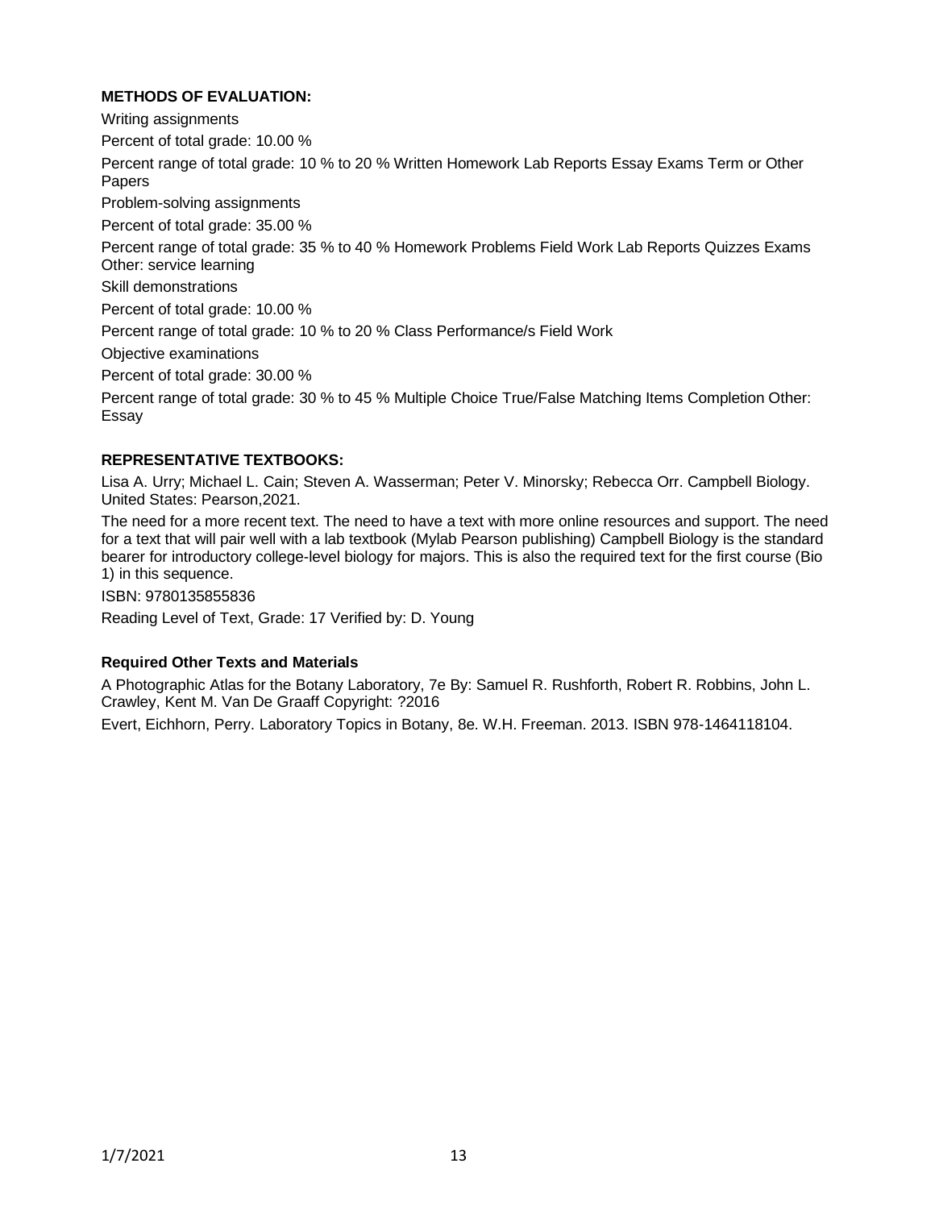**METHODS OF EVALUATION:**

Writing assignments

Percent of total grade: 10.00 %

Percent range of total grade: 10 % to 20 % Written Homework Lab Reports Essay Exams Term or Other Papers

Problem-solving assignments

Percent of total grade: 35.00 %

Percent range of total grade: 35 % to 40 % Homework Problems Field Work Lab Reports Quizzes Exams Other: service learning

Skill demonstrations

Percent of total grade: 10.00 %

Percent range of total grade: 10 % to 20 % Class Performance/s Field Work

Objective examinations

Percent of total grade: 30.00 %

Percent range of total grade: 30 % to 45 % Multiple Choice True/False Matching Items Completion Other: Essay

**REPRESENTATIVE TEXTBOOKS:**

Lisa A. Urry; Michael L. Cain; Steven A. Wasserman; Peter V. Minorsky; Rebecca Orr. Campbell Biology. United States: Pearson,2021.

The need for a more recent text. The need to have a text with more online resources and support. The need for a text that will pair well with a lab textbook (Mylab Pearson publishing) Campbell Biology is the standard bearer for introductory college-level biology for majors. This is also the required text for the first course (Bio 1) in this sequence.

ISBN: 9780135855836

Reading Level of Text, Grade: 17 Verified by: D. Young

**Required Other Texts and Materials**

A Photographic Atlas for the Botany Laboratory, 7e By: Samuel R. Rushforth, Robert R. Robbins, John L. Crawley, Kent M. Van De Graaff Copyright: ?2016

Evert, Eichhorn, Perry. Laboratory Topics in Botany, 8e. W.H. Freeman. 2013. ISBN 978-1464118104.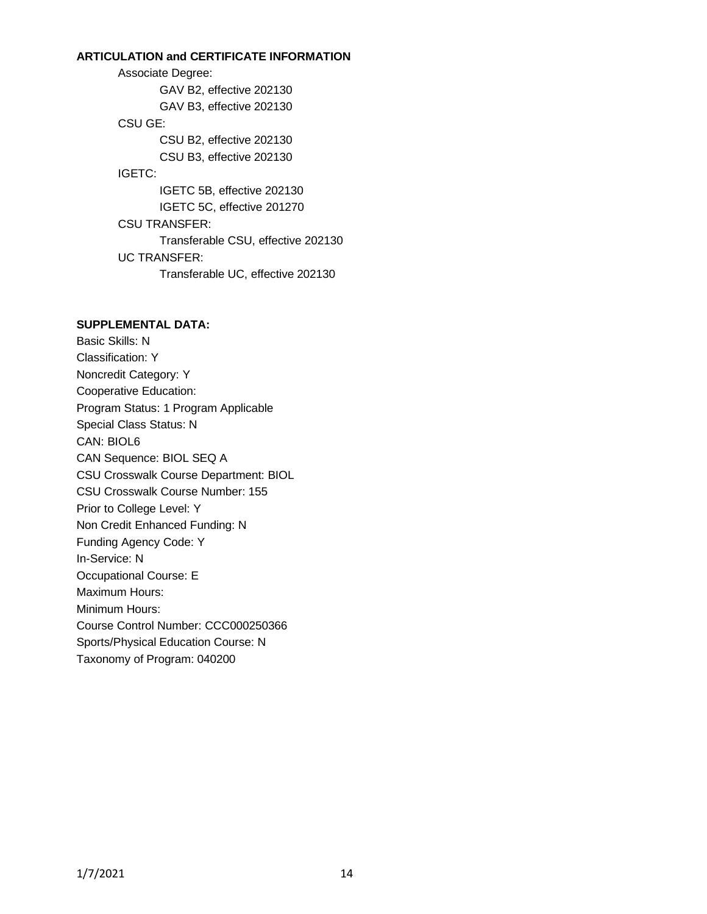**ARTICULATION and CERTIFICATE INFORMATION**

- Associate Degree:
  - GAV B2, effective 202130
  - GAV B3, effective 202130
- CSU GE:
  - CSU B2, effective 202130
  - CSU B3, effective 202130
- IGETC:
  - IGETC 5B, effective 202130
  - IGETC 5C, effective 201270
- CSU TRANSFER:
  - Transferable CSU, effective 202130
- UC TRANSFER:
  - Transferable UC, effective 202130

**SUPPLEMENTAL DATA:**

Basic Skills: N
Classification: Y
Noncredit Category: Y
Cooperative Education:
Program Status: 1 Program Applicable
Special Class Status: N
CAN: BIOL6
CAN Sequence: BIOL SEQ A
CSU Crosswalk Course Department: BIOL
CSU Crosswalk Course Number: 155
Prior to College Level: Y
Non Credit Enhanced Funding: N
Funding Agency Code: Y
In-Service: N
Occupational Course: E
Maximum Hours:
Minimum Hours:
Course Control Number: CCC000250366
Sports/Physical Education Course: N
Taxonomy of Program: 040200